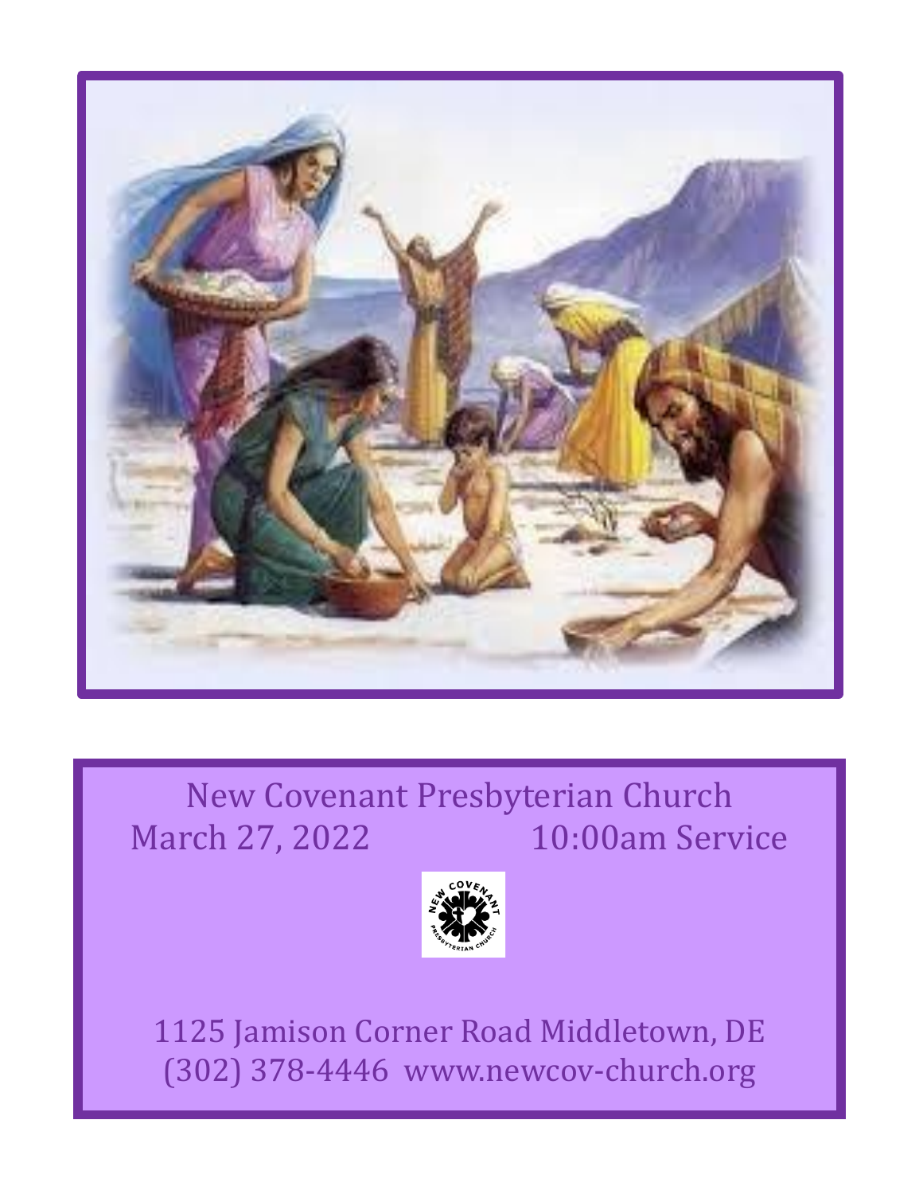New Covenant Presbyterian Church
March 27, 2022 10:00am Service

1125 Jamison Corner Road Middletown, DE
(302) 378-4446 www.newcov-church.org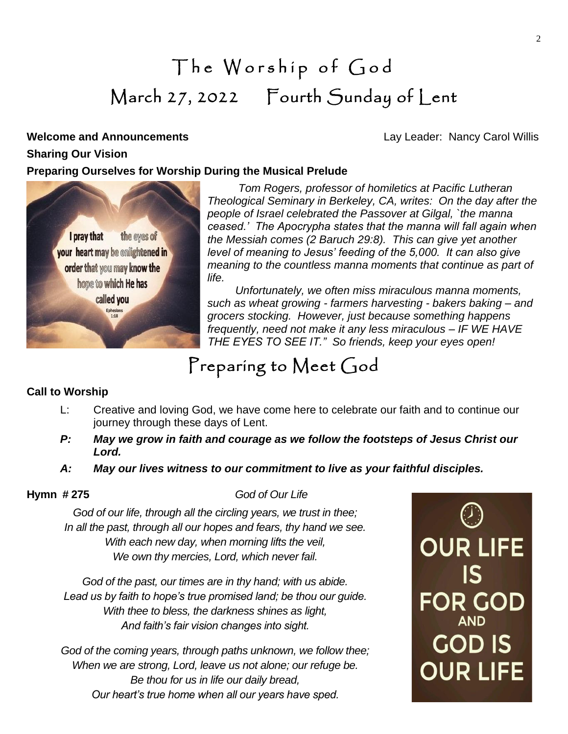# The Worship of God

## March 27, 2022 Fourth Sunday of Lent

**Welcome and Announcements** Lay Leader: Nancy Carol Willis

**Sharing Our Vision**

**Preparing Ourselves for Worship During the Musical Prelude**

*Tom Rogers, professor of homiletics at Pacific Lutheran Theological Seminary in Berkeley, CA, writes: On the day after the people of Israel celebrated the Passover at Gilgal, `the manna ceased.' The Apocrypha states that the manna will fall again when the Messiah comes (2 Baruch 29:8). This can give yet another level of meaning to Jesus' feeding of the 5,000. It can also give meaning to the countless manna moments that continue as part of life.*

*Unfortunately, we often miss miraculous manna moments, such as wheat growing - farmers harvesting - bakers baking – and grocers stocking. However, just because something happens frequently, need not make it any less miraculous – IF WE HAVE THE EYES TO SEE IT." So friends, keep your eyes open!*

# Preparing to Meet God

**Call to Worship**

L: Creative and loving God, we have come here to celebrate our faith and to continue our journey through these days of Lent.

***P: May we grow in faith and courage as we follow the footsteps of Jesus Christ our Lord.***

***A: May our lives witness to our commitment to live as your faithful disciples.***

**Hymn # 275** *God of Our Life*

*God of our life, through all the circling years, we trust in thee;*
*In all the past, through all our hopes and fears, thy hand we see.*
*With each new day, when morning lifts the veil,*
*We own thy mercies, Lord, which never fail.*

*God of the past, our times are in thy hand; with us abide.*
*Lead us by faith to hope's true promised land; be thou our guide.*
*With thee to bless, the darkness shines as light,*
*And faith's fair vision changes into sight.*

*God of the coming years, through paths unknown, we follow thee;*
*When we are strong, Lord, leave us not alone; our refuge be.*
*Be thou for us in life our daily bread,*
*Our heart's true home when all our years have sped.*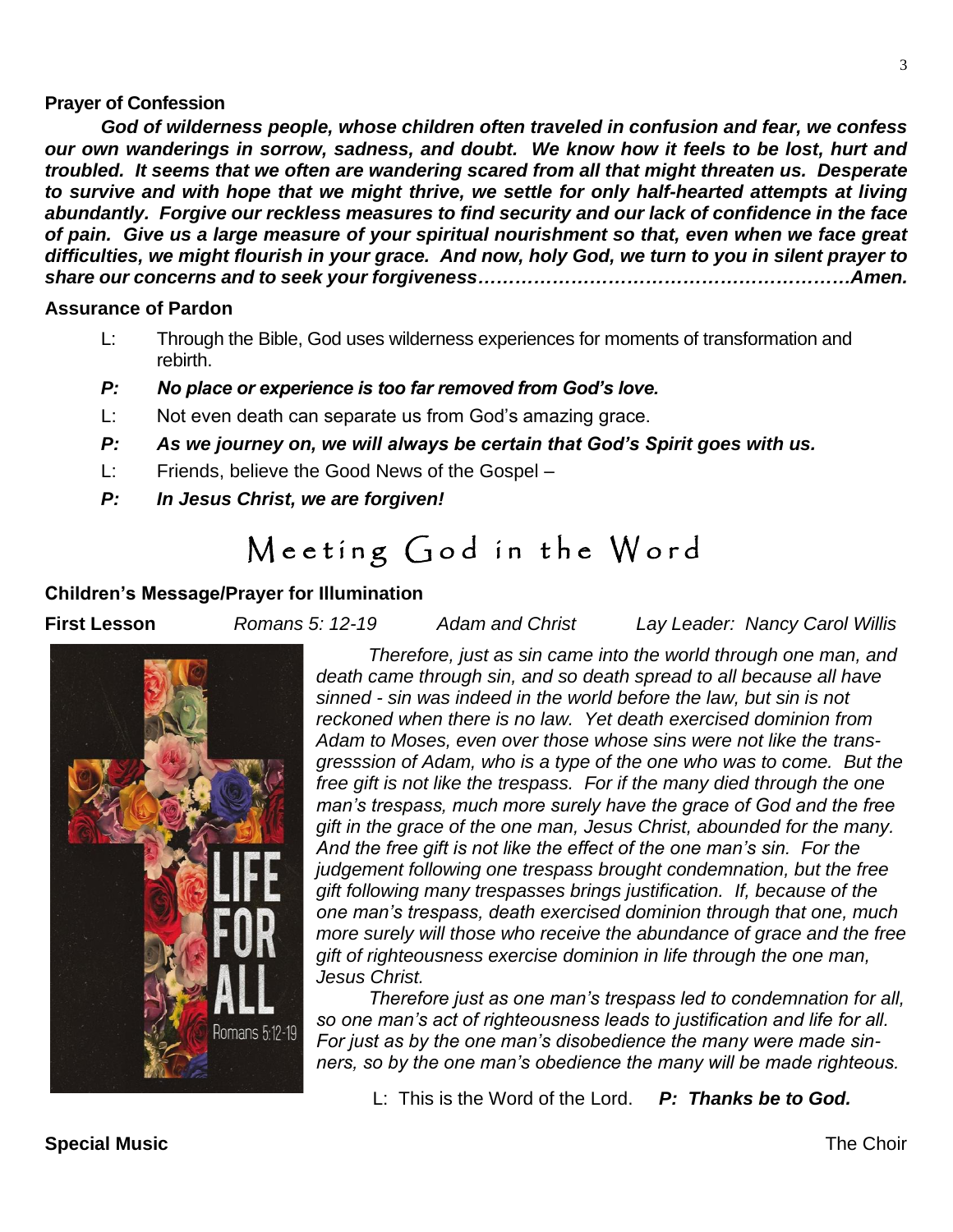**Prayer of Confession**

***God of wilderness people, whose children often traveled in confusion and fear, we confess our own wanderings in sorrow, sadness, and doubt. We know how it feels to be lost, hurt and troubled. It seems that we often are wandering scared from all that might threaten us. Desperate to survive and with hope that we might thrive, we settle for only half-hearted attempts at living abundantly. Forgive our reckless measures to find security and our lack of confidence in the face of pain. Give us a large measure of your spiritual nourishment so that, even when we face great difficulties, we might flourish in your grace. And now, holy God, we turn to you in silent prayer to share our concerns and to seek your forgiveness…………………………………………………Amen.***

**Assurance of Pardon**

L: Through the Bible, God uses wilderness experiences for moments of transformation and rebirth.

***P: No place or experience is too far removed from God's love.***

L: Not even death can separate us from God's amazing grace.

***P: As we journey on, we will always be certain that God's Spirit goes with us.***

L: Friends, believe the Good News of the Gospel –

***P: In Jesus Christ, we are forgiven!***

# Meeting God in the Word

**Children's Message/Prayer for Illumination**

**First Lesson** *Romans 5: 12-19* *Adam and Christ* *Lay Leader: Nancy Carol Willis*

*Therefore, just as sin came into the world through one man, and death came through sin, and so death spread to all because all have sinned - sin was indeed in the world before the law, but sin is not reckoned when there is no law. Yet death exercised dominion from Adam to Moses, even over those whose sins were not like the transgresssion of Adam, who is a type of the one who was to come. But the free gift is not like the trespass. For if the many died through the one man's trespass, much more surely have the grace of God and the free gift in the grace of the one man, Jesus Christ, abounded for the many. And the free gift is not like the effect of the one man's sin. For the judgement following one trespass brought condemnation, but the free gift following many trespasses brings justification. If, because of the one man's trespass, death exercised dominion through that one, much more surely will those who receive the abundance of grace and the free gift of righteousness exercise dominion in life through the one man, Jesus Christ.*

*Therefore just as one man's trespass led to condemnation for all, so one man's act of righteousness leads to justification and life for all. For just as by the one man's disobedience the many were made sinners, so by the one man's obedience the many will be made righteous.*

L: This is the Word of the Lord. ***P: Thanks be to God.***

**Special Music** The Choir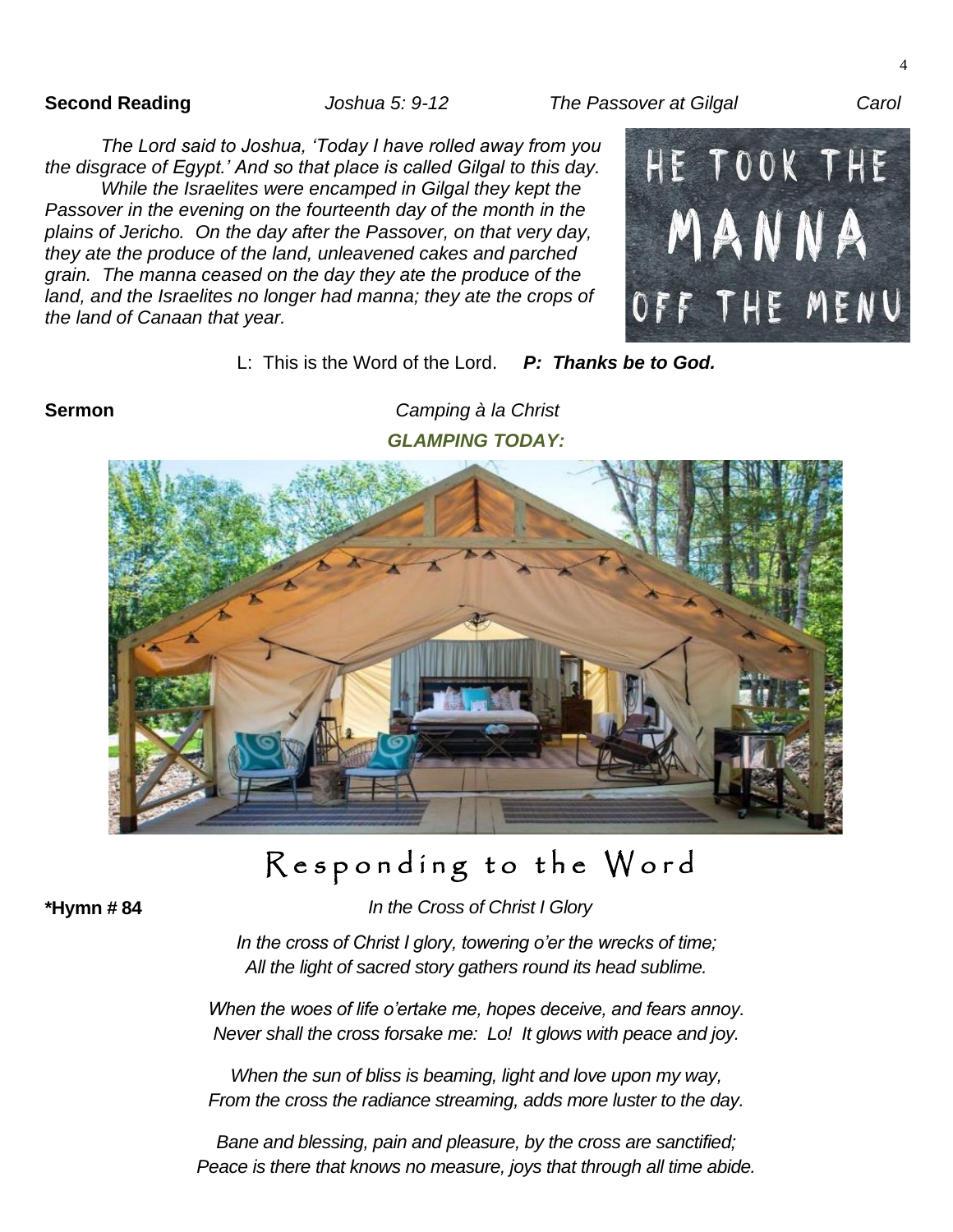**Second Reading** *Joshua 5: 9-12* *The Passover at Gilgal* *Carol*

*The Lord said to Joshua, 'Today I have rolled away from you the disgrace of Egypt.' And so that place is called Gilgal to this day. While the Israelites were encamped in Gilgal they kept the Passover in the evening on the fourteenth day of the month in the plains of Jericho. On the day after the Passover, on that very day, they ate the produce of the land, unleavened cakes and parched grain. The manna ceased on the day they ate the produce of the land, and the Israelites no longer had manna; they ate the crops of the land of Canaan that year.*

L: This is the Word of the Lord. ***P: Thanks be to God.***

**Sermon** *Camping à la Christ*

***GLAMPING TODAY:***

# Responding to the Word

**\*Hymn # 84** *In the Cross of Christ I Glory*

*In the cross of Christ I glory, towering o'er the wrecks of time;*
*All the light of sacred story gathers round its head sublime.*

*When the woes of life o'ertake me, hopes deceive, and fears annoy.*
*Never shall the cross forsake me: Lo! It glows with peace and joy.*

*When the sun of bliss is beaming, light and love upon my way,*
*From the cross the radiance streaming, adds more luster to the day.*

*Bane and blessing, pain and pleasure, by the cross are sanctified;*
*Peace is there that knows no measure, joys that through all time abide.*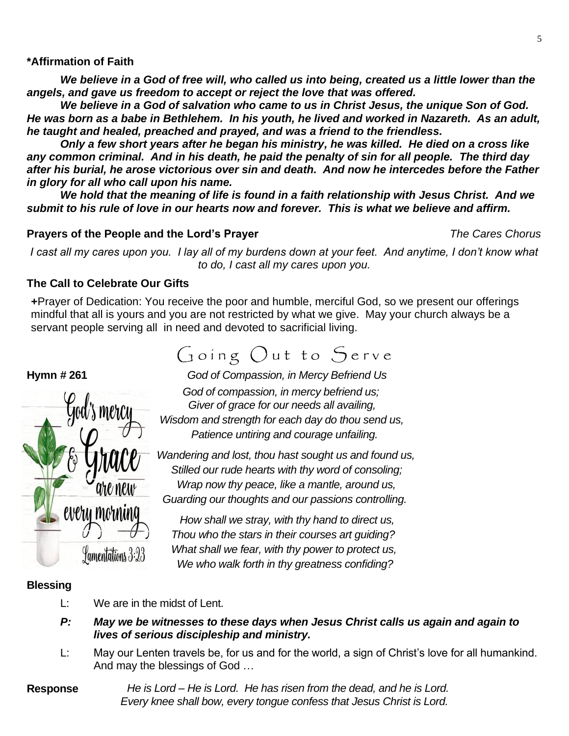**\*Affirmation of Faith**

***We believe in a God of free will, who called us into being, created us a little lower than the angels, and gave us freedom to accept or reject the love that was offered.***

***We believe in a God of salvation who came to us in Christ Jesus, the unique Son of God. He was born as a babe in Bethlehem. In his youth, he lived and worked in Nazareth. As an adult, he taught and healed, preached and prayed, and was a friend to the friendless.***

***Only a few short years after he began his ministry, he was killed. He died on a cross like any common criminal. And in his death, he paid the penalty of sin for all people. The third day after his burial, he arose victorious over sin and death. And now he intercedes before the Father in glory for all who call upon his name.***

***We hold that the meaning of life is found in a faith relationship with Jesus Christ. And we submit to his rule of love in our hearts now and forever. This is what we believe and affirm.***

**Prayers of the People and the Lord's Prayer** *The Cares Chorus*

*I cast all my cares upon you. I lay all of my burdens down at your feet. And anytime, I don't know what to do, I cast all my cares upon you.*

**The Call to Celebrate Our Gifts**

**+**Prayer of Dedication: You receive the poor and humble, merciful God, so we present our offerings mindful that all is yours and you are not restricted by what we give. May your church always be a servant people serving all in need and devoted to sacrificial living.

## Going Out to Serve

**Hymn # 261** *God of Compassion, in Mercy Befriend Us*

*God of compassion, in mercy befriend us;*
*Giver of grace for our needs all availing,*
*Wisdom and strength for each day do thou send us,*
*Patience untiring and courage unfailing.*

*Wandering and lost, thou hast sought us and found us,*
*Stilled our rude hearts with thy word of consoling;*
*Wrap now thy peace, like a mantle, around us,*
*Guarding our thoughts and our passions controlling.*

*How shall we stray, with thy hand to direct us,*
*Thou who the stars in their courses art guiding?*
*What shall we fear, with thy power to protect us,*
*We who walk forth in thy greatness confiding?*

God's mercy & Grace are new every morning
Lamentations 3:23

**Blessing**

L: We are in the midst of Lent.

***P: May we be witnesses to these days when Jesus Christ calls us again and again to lives of serious discipleship and ministry.***

L: May our Lenten travels be, for us and for the world, a sign of Christ's love for all humankind. And may the blessings of God …

**Response** *He is Lord – He is Lord. He has risen from the dead, and he is Lord. Every knee shall bow, every tongue confess that Jesus Christ is Lord.*